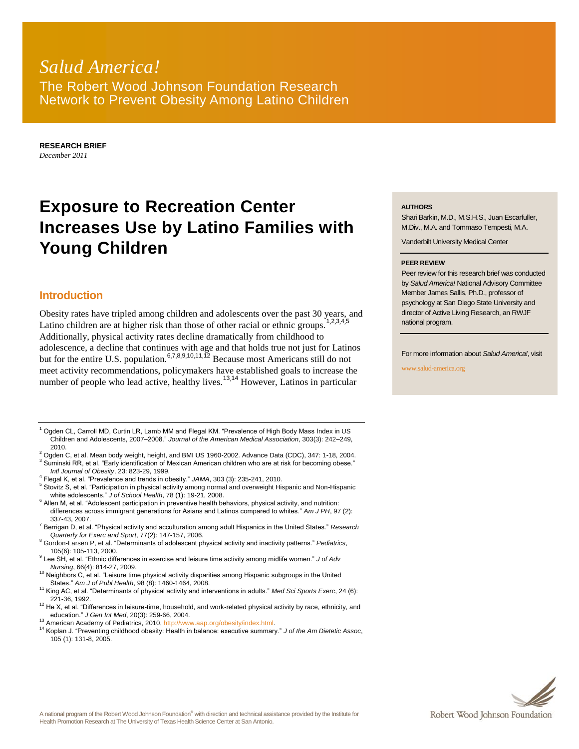*Salud America!*

The Robert Wood Johnson Foundation Research Network to Prevent Obesity Among Latino Children

**RESEARCH BRIEF**
*December 2011*

# Exposure to Recreation Center Increases Use by Latino Families with Young Children

**AUTHORS**

Shari Barkin, M.D., M.S.H.S., Juan Escarfuller, M.Div., M.A. and Tommaso Tempesti, M.A.

Vanderbilt University Medical Center

**PEER REVIEW**

Peer review for this research brief was conducted by *Salud America!* National Advisory Committee Member James Sallis, Ph.D., professor of psychology at San Diego State University and director of Active Living Research, an RWJF national program.

For more information about *Salud America!*, visit www.salud-america.org

## Introduction

Obesity rates have tripled among children and adolescents over the past 30 years, and Latino children are at higher risk than those of other racial or ethnic groups.[1,2,3,4,5] Additionally, physical activity rates decline dramatically from childhood to adolescence, a decline that continues with age and that holds true not just for Latinos but for the entire U.S. population.[6,7,8,9,10,11,12] Because most Americans still do not meet activity recommendations, policymakers have established goals to increase the number of people who lead active, healthy lives.[13,14] However, Latinos in particular

---

[1] Ogden CL, Carroll MD, Curtin LR, Lamb MM and Flegal KM. "Prevalence of High Body Mass Index in US Children and Adolescents, 2007–2008." *Journal of the American Medical Association*, 303(3): 242–249, 2010.

[2] Ogden C, et al. Mean body weight, height, and BMI US 1960-2002. Advance Data (CDC), 347: 1-18, 2004.

[3] Suminski RR, et al. "Early identification of Mexican American children who are at risk for becoming obese." *Intl Journal of Obesity*, 23: 823-29, 1999.

[4] Flegal K, et al. "Prevalence and trends in obesity." *JAMA*, 303 (3): 235-241, 2010.

[5] Stovitz S, et al. "Participation in physical activity among normal and overweight Hispanic and Non-Hispanic white adolescents." *J of School Health*, 78 (1): 19-21, 2008.

[6] Allen M, et al. "Adolescent participation in preventive health behaviors, physical activity, and nutrition: differences across immigrant generations for Asians and Latinos compared to whites." *Am J PH*, 97 (2): 337-43, 2007.

[7] Berrigan D, et al. "Physical activity and acculturation among adult Hispanics in the United States." *Research Quarterly for Exerc and Sport*, 77(2): 147-157, 2006.

[8] Gordon-Larsen P, et al. "Determinants of adolescent physical activity and inactivity patterns." *Pediatrics*, 105(6): 105-113, 2000.

[9] Lee SH, et al. "Ethnic differences in exercise and leisure time activity among midlife women." *J of Adv Nursing*, 66(4): 814-27, 2009.

[10] Neighbors C, et al. "Leisure time physical activity disparities among Hispanic subgroups in the United States." *Am J of Publ Health*, 98 (8): 1460-1464, 2008.

[11] King AC, et al. "Determinants of physical activity and interventions in adults." *Med Sci Sports Exerc*, 24 (6): 221-36, 1992.

[12] He X, et al. "Differences in leisure-time, household, and work-related physical activity by race, ethnicity, and education." *J Gen Int Med*, 20(3): 259-66, 2004.

[13] American Academy of Pediatrics, 2010, http://www.aap.org/obesity/index.html.

[14] Koplan J. "Preventing childhood obesity: Health in balance: executive summary." *J of the Am Dietetic Assoc*, 105 (1): 131-8, 2005.

A national program of the Robert Wood Johnson Foundation® with direction and technical assistance provided by the Institute for Health Promotion Research at The University of Texas Health Science Center at San Antonio.

Robert Wood Johnson Foundation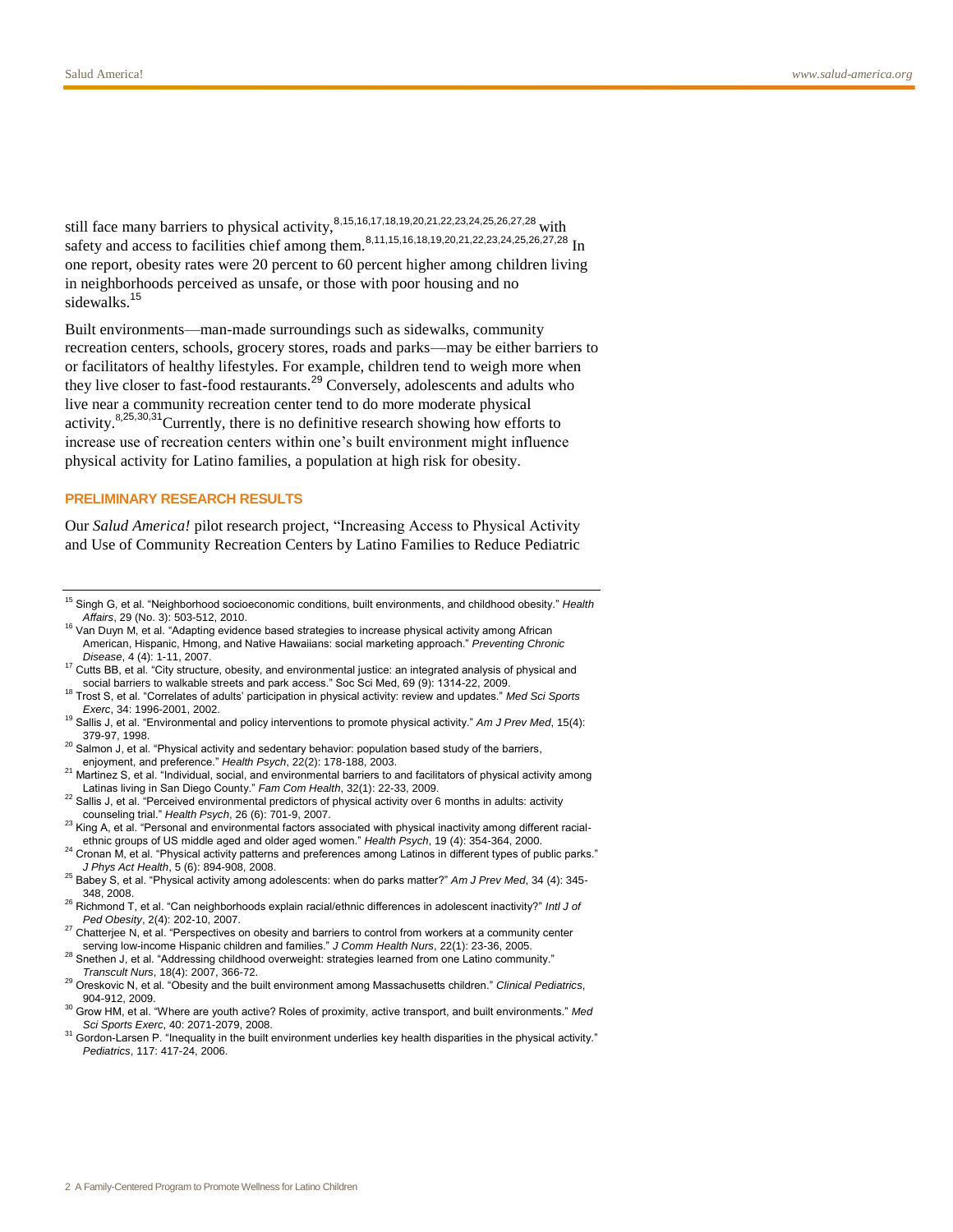still face many barriers to physical activity,[8,15,16,17,18,19,20,21,22,23,24,25,26,27,28] with safety and access to facilities chief among them.[8,11,15,16,18,19,20,21,22,23,24,25,26,27,28] In one report, obesity rates were 20 percent to 60 percent higher among children living in neighborhoods perceived as unsafe, or those with poor housing and no sidewalks.[15]

Built environments—man-made surroundings such as sidewalks, community recreation centers, schools, grocery stores, roads and parks—may be either barriers to or facilitators of healthy lifestyles. For example, children tend to weigh more when they live closer to fast-food restaurants.[29] Conversely, adolescents and adults who live near a community recreation center tend to do more moderate physical activity.[8,25,30,31]Currently, there is no definitive research showing how efforts to increase use of recreation centers within one's built environment might influence physical activity for Latino families, a population at high risk for obesity.

## PRELIMINARY RESEARCH RESULTS

Our *Salud America!* pilot research project, "Increasing Access to Physical Activity and Use of Community Recreation Centers by Latino Families to Reduce Pediatric

---

[15] Singh G, et al. "Neighborhood socioeconomic conditions, built environments, and childhood obesity." *Health Affairs*, 29 (No. 3): 503-512, 2010.

[16] Van Duyn M, et al. "Adapting evidence based strategies to increase physical activity among African American, Hispanic, Hmong, and Native Hawaiians: social marketing approach." *Preventing Chronic Disease*, 4 (4): 1-11, 2007.

[17] Cutts BB, et al. "City structure, obesity, and environmental justice: an integrated analysis of physical and social barriers to walkable streets and park access." Soc Sci Med, 69 (9): 1314-22, 2009.

[18] Trost S, et al. "Correlates of adults' participation in physical activity: review and updates." *Med Sci Sports Exerc*, 34: 1996-2001, 2002.

[19] Sallis J, et al. "Environmental and policy interventions to promote physical activity." *Am J Prev Med*, 15(4): 379-97, 1998.

[20] Salmon J, et al. "Physical activity and sedentary behavior: population based study of the barriers, enjoyment, and preference." *Health Psych*, 22(2): 178-188, 2003.

[21] Martinez S, et al. "Individual, social, and environmental barriers to and facilitators of physical activity among Latinas living in San Diego County." *Fam Com Health*, 32(1): 22-33, 2009.

[22] Sallis J, et al. "Perceived environmental predictors of physical activity over 6 months in adults: activity counseling trial." *Health Psych*, 26 (6): 701-9, 2007.

[23] King A, et al. "Personal and environmental factors associated with physical inactivity among different racial-ethnic groups of US middle aged and older aged women." *Health Psych*, 19 (4): 354-364, 2000.

[24] Cronan M, et al. "Physical activity patterns and preferences among Latinos in different types of public parks." *J Phys Act Health*, 5 (6): 894-908, 2008.

[25] Babey S, et al. "Physical activity among adolescents: when do parks matter?" *Am J Prev Med*, 34 (4): 345-348, 2008.

[26] Richmond T, et al. "Can neighborhoods explain racial/ethnic differences in adolescent inactivity?" *Intl J of Ped Obesity*, 2(4): 202-10, 2007.

[27] Chatterjee N, et al. "Perspectives on obesity and barriers to control from workers at a community center serving low-income Hispanic children and families." *J Comm Health Nurs*, 22(1): 23-36, 2005.

[28] Snethen J, et al. "Addressing childhood overweight: strategies learned from one Latino community." *Transcult Nurs*, 18(4): 2007, 366-72.

[29] Oreskovic N, et al. "Obesity and the built environment among Massachusetts children." *Clinical Pediatrics*, 904-912, 2009.

[30] Grow HM, et al. "Where are youth active? Roles of proximity, active transport, and built environments." *Med Sci Sports Exerc*, 40: 2071-2079, 2008.

[31] Gordon-Larsen P. "Inequality in the built environment underlies key health disparities in the physical activity." *Pediatrics*, 117: 417-24, 2006.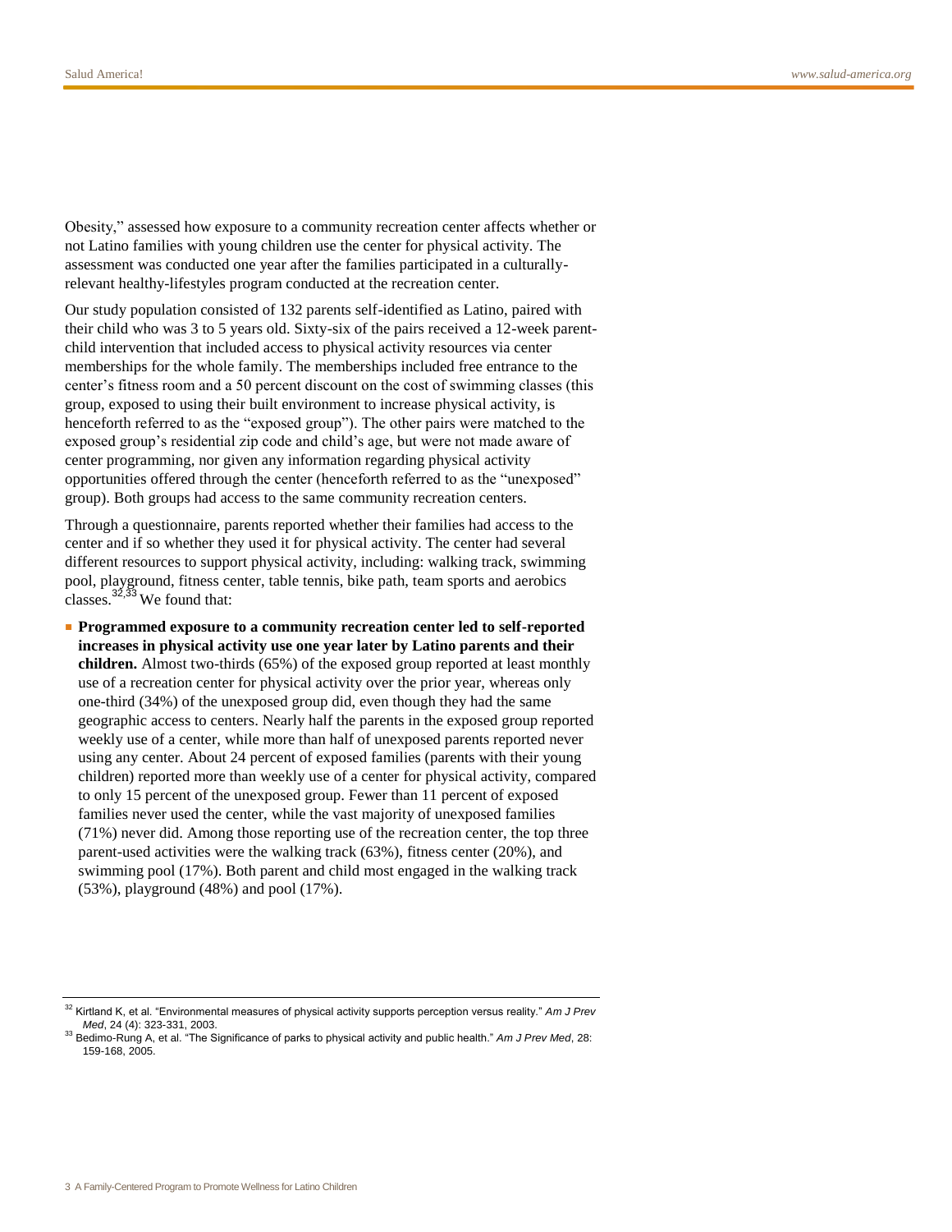Obesity," assessed how exposure to a community recreation center affects whether or not Latino families with young children use the center for physical activity. The assessment was conducted one year after the families participated in a culturally-relevant healthy-lifestyles program conducted at the recreation center.

Our study population consisted of 132 parents self-identified as Latino, paired with their child who was 3 to 5 years old. Sixty-six of the pairs received a 12-week parent-child intervention that included access to physical activity resources via center memberships for the whole family. The memberships included free entrance to the center's fitness room and a 50 percent discount on the cost of swimming classes (this group, exposed to using their built environment to increase physical activity, is henceforth referred to as the "exposed group"). The other pairs were matched to the exposed group's residential zip code and child's age, but were not made aware of center programming, nor given any information regarding physical activity opportunities offered through the center (henceforth referred to as the "unexposed" group). Both groups had access to the same community recreation centers.

Through a questionnaire, parents reported whether their families had access to the center and if so whether they used it for physical activity. The center had several different resources to support physical activity, including: walking track, swimming pool, playground, fitness center, table tennis, bike path, team sports and aerobics classes.[32,33] We found that:

- **Programmed exposure to a community recreation center led to self-reported increases in physical activity use one year later by Latino parents and their children.** Almost two-thirds (65%) of the exposed group reported at least monthly use of a recreation center for physical activity over the prior year, whereas only one-third (34%) of the unexposed group did, even though they had the same geographic access to centers. Nearly half the parents in the exposed group reported weekly use of a center, while more than half of unexposed parents reported never using any center. About 24 percent of exposed families (parents with their young children) reported more than weekly use of a center for physical activity, compared to only 15 percent of the unexposed group. Fewer than 11 percent of exposed families never used the center, while the vast majority of unexposed families (71%) never did. Among those reporting use of the recreation center, the top three parent-used activities were the walking track (63%), fitness center (20%), and swimming pool (17%). Both parent and child most engaged in the walking track (53%), playground (48%) and pool (17%).

---

[32] Kirtland K, et al. "Environmental measures of physical activity supports perception versus reality." *Am J Prev Med*, 24 (4): 323-331, 2003.

[33] Bedimo-Rung A, et al. "The Significance of parks to physical activity and public health." *Am J Prev Med*, 28: 159-168, 2005.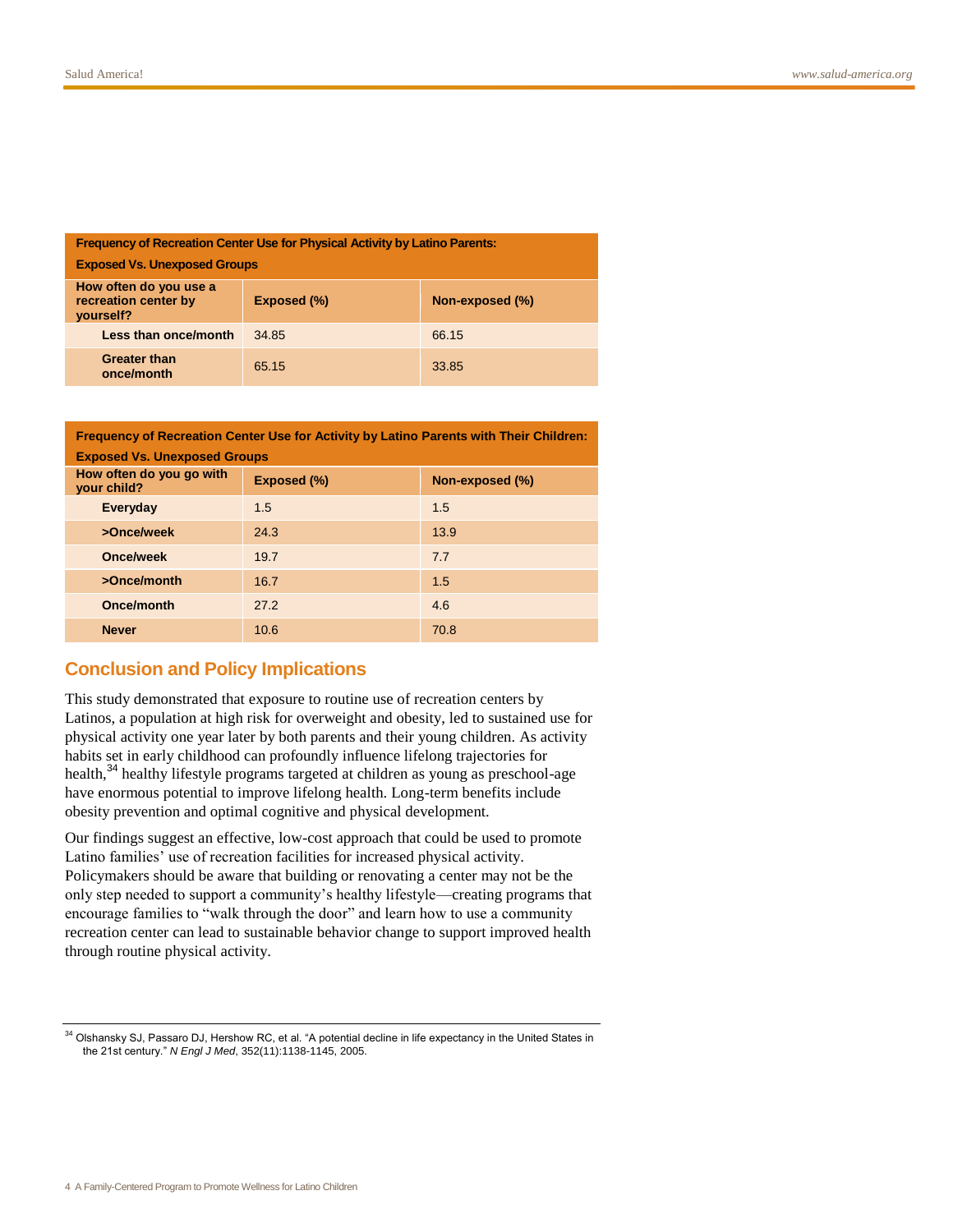**Frequency of Recreation Center Use for Physical Activity by Latino Parents: Exposed Vs. Unexposed Groups**

| How often do you use a recreation center by yourself? | Exposed (%) | Non-exposed (%) |
|---|---|---|
| Less than once/month | 34.85 | 66.15 |
| Greater than once/month | 65.15 | 33.85 |

**Frequency of Recreation Center Use for Activity by Latino Parents with Their Children: Exposed Vs. Unexposed Groups**

| How often do you go with your child? | Exposed (%) | Non-exposed (%) |
|---|---|---|
| Everyday | 1.5 | 1.5 |
| >Once/week | 24.3 | 13.9 |
| Once/week | 19.7 | 7.7 |
| >Once/month | 16.7 | 1.5 |
| Once/month | 27.2 | 4.6 |
| Never | 10.6 | 70.8 |

## Conclusion and Policy Implications

This study demonstrated that exposure to routine use of recreation centers by Latinos, a population at high risk for overweight and obesity, led to sustained use for physical activity one year later by both parents and their young children. As activity habits set in early childhood can profoundly influence lifelong trajectories for health,[34] healthy lifestyle programs targeted at children as young as preschool-age have enormous potential to improve lifelong health. Long-term benefits include obesity prevention and optimal cognitive and physical development.

Our findings suggest an effective, low-cost approach that could be used to promote Latino families' use of recreation facilities for increased physical activity. Policymakers should be aware that building or renovating a center may not be the only step needed to support a community's healthy lifestyle—creating programs that encourage families to "walk through the door" and learn how to use a community recreation center can lead to sustainable behavior change to support improved health through routine physical activity.

---

[34] Olshansky SJ, Passaro DJ, Hershow RC, et al. "A potential decline in life expectancy in the United States in the 21st century." *N Engl J Med*, 352(11):1138-1145, 2005.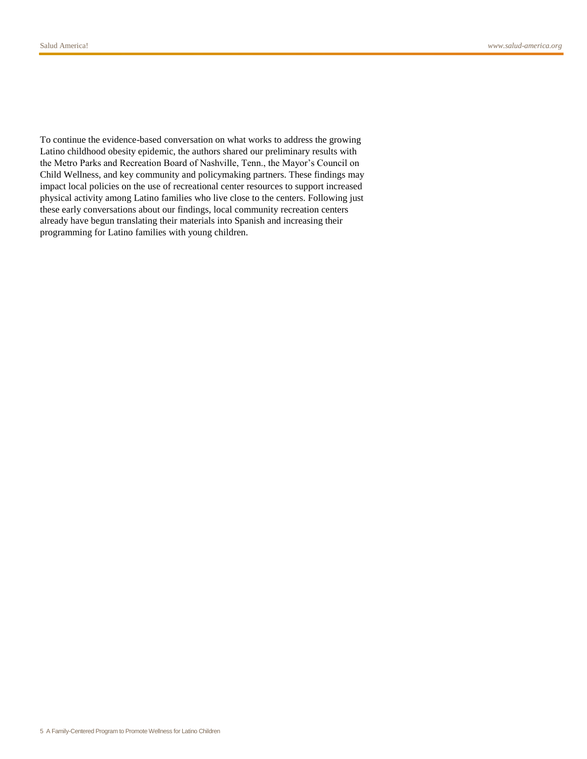To continue the evidence-based conversation on what works to address the growing Latino childhood obesity epidemic, the authors shared our preliminary results with the Metro Parks and Recreation Board of Nashville, Tenn., the Mayor's Council on Child Wellness, and key community and policymaking partners. These findings may impact local policies on the use of recreational center resources to support increased physical activity among Latino families who live close to the centers. Following just these early conversations about our findings, local community recreation centers already have begun translating their materials into Spanish and increasing their programming for Latino families with young children.